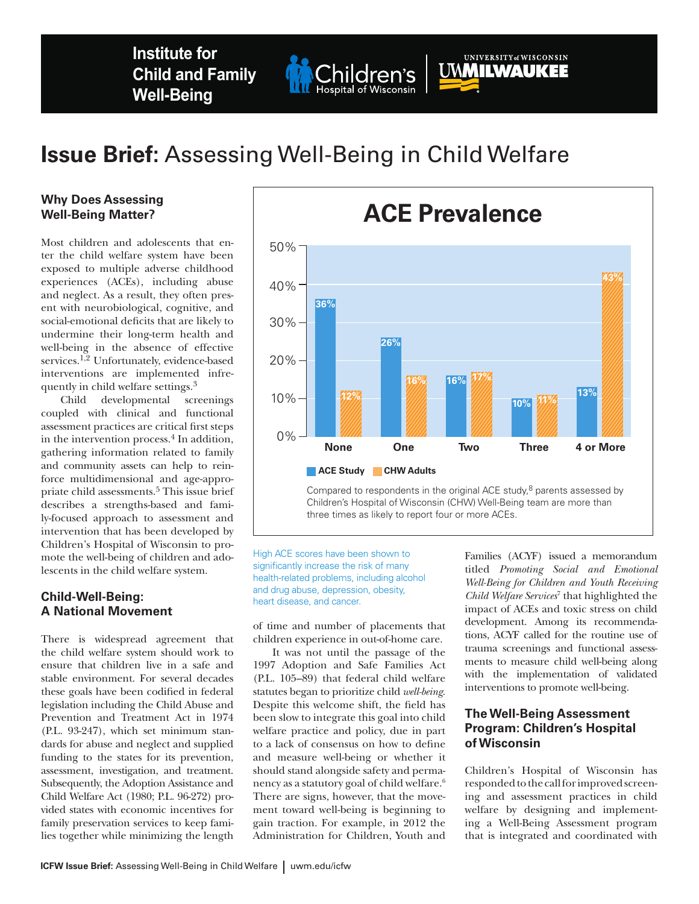# **Issue Brief:** Assessing Well-Being in Child Welfare

## Why Does Assessing Well-Being Matter?

Most children and adolescents that enter the child welfare system have been exposed to multiple adverse childhood experiences (ACEs), including abuse and neglect. As a result, they often present with neurobiological, cognitive, and social-emotional deficits that are likely to undermine their long-term health and well-being in the absence of effective services.[1,2] Unfortunately, evidence-based interventions are implemented infrequently in child welfare settings.[3]

Child developmental screenings coupled with clinical and functional assessment practices are critical first steps in the intervention process.[4] In addition, gathering information related to family and community assets can help to reinforce multidimensional and age-appropriate child assessments.[5] This issue brief describes a strengths-based and family-focused approach to assessment and intervention that has been developed by Children's Hospital of Wisconsin to promote the well-being of children and adolescents in the child welfare system.

## Child-Well-Being: A National Movement

There is widespread agreement that the child welfare system should work to ensure that children live in a safe and stable environment. For several decades these goals have been codified in federal legislation including the Child Abuse and Prevention and Treatment Act in 1974 (P.L. 93-247), which set minimum standards for abuse and neglect and supplied funding to the states for its prevention, assessment, investigation, and treatment. Subsequently, the Adoption Assistance and Child Welfare Act (1980; P.L. 96-272) provided states with economic incentives for family preservation services to keep families together while minimizing the length of time and number of placements that children experience in out-of-home care.

It was not until the passage of the 1997 Adoption and Safe Families Act (P.L. 105–89) that federal child welfare statutes began to prioritize child *well-being*. Despite this welcome shift, the field has been slow to integrate this goal into child welfare practice and policy, due in part to a lack of consensus on how to define and measure well-being or whether it should stand alongside safety and permanency as a statutory goal of child welfare.[6] There are signs, however, that the movement toward well-being is beginning to gain traction. For example, in 2012 the Administration for Children, Youth and Families (ACYF) issued a memorandum titled *Promoting Social and Emotional Well-Being for Children and Youth Receiving Child Welfare Services*[7] that highlighted the impact of ACEs and toxic stress on child development. Among its recommendations, ACYF called for the routine use of trauma screenings and functional assessments to measure child well-being along with the implementation of validated interventions to promote well-being.

**ACE Prevalence**

| | None | One | Two | Three | 4 or More |
|---|---|---|---|---|---|
| ACE Study | 36% | 26% | 16% | 10% | 13% |
| CHW Adults | 12% | 16% | 17% | 11% | 43% |

Compared to respondents in the original ACE study,[8] parents assessed by Children's Hospital of Wisconsin (CHW) Well-Being team are more than three times as likely to report four or more ACEs.

High ACE scores have been shown to significantly increase the risk of many health-related problems, including alcohol and drug abuse, depression, obesity, heart disease, and cancer.

## The Well-Being Assessment Program: Children's Hospital of Wisconsin

Children's Hospital of Wisconsin has responded to the call for improved screening and assessment practices in child welfare by designing and implementing a Well-Being Assessment program that is integrated and coordinated with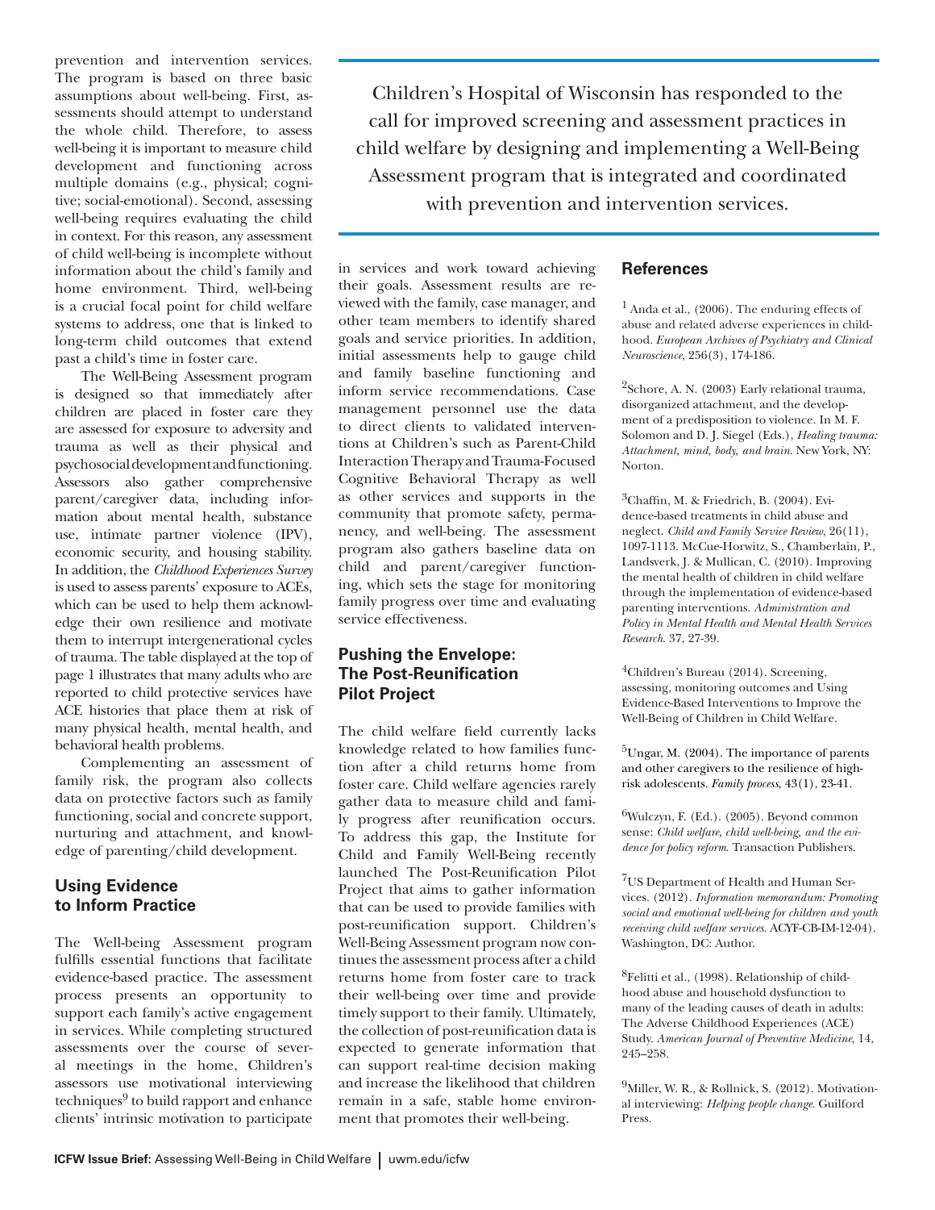prevention and intervention services. The program is based on three basic assumptions about well-being. First, assessments should attempt to understand the whole child. Therefore, to assess well-being it is important to measure child development and functioning across multiple domains (e.g., physical; cognitive; social-emotional). Second, assessing well-being requires evaluating the child in context. For this reason, any assessment of child well-being is incomplete without information about the child's family and home environment. Third, well-being is a crucial focal point for child welfare systems to address, one that is linked to long-term child outcomes that extend past a child's time in foster care.

The Well-Being Assessment program is designed so that immediately after children are placed in foster care they are assessed for exposure to adversity and trauma as well as their physical and psychosocial development and functioning. Assessors also gather comprehensive parent/caregiver data, including information about mental health, substance use, intimate partner violence (IPV), economic security, and housing stability. In addition, the *Childhood Experiences Survey* is used to assess parents' exposure to ACEs, which can be used to help them acknowledge their own resilience and motivate them to interrupt intergenerational cycles of trauma. The table displayed at the top of page 1 illustrates that many adults who are reported to child protective services have ACE histories that place them at risk of many physical health, mental health, and behavioral health problems.

Complementing an assessment of family risk, the program also collects data on protective factors such as family functioning, social and concrete support, nurturing and attachment, and knowledge of parenting/child development.

> Children's Hospital of Wisconsin has responded to the call for improved screening and assessment practices in child welfare by designing and implementing a Well-Being Assessment program that is integrated and coordinated with prevention and intervention services.

## Using Evidence to Inform Practice

The Well-being Assessment program fulfills essential functions that facilitate evidence-based practice. The assessment process presents an opportunity to support each family's active engagement in services. While completing structured assessments over the course of several meetings in the home, Children's assessors use motivational interviewing techniques[9] to build rapport and enhance clients' intrinsic motivation to participate in services and work toward achieving their goals. Assessment results are reviewed with the family, case manager, and other team members to identify shared goals and service priorities. In addition, initial assessments help to gauge child and family baseline functioning and inform service recommendations. Case management personnel use the data to direct clients to validated interventions at Children's such as Parent-Child Interaction Therapy and Trauma-Focused Cognitive Behavioral Therapy as well as other services and supports in the community that promote safety, permanency, and well-being. The assessment program also gathers baseline data on child and parent/caregiver functioning, which sets the stage for monitoring family progress over time and evaluating service effectiveness.

## Pushing the Envelope: The Post-Reunification Pilot Project

The child welfare field currently lacks knowledge related to how families function after a child returns home from foster care. Child welfare agencies rarely gather data to measure child and family progress after reunification occurs. To address this gap, the Institute for Child and Family Well-Being recently launched The Post-Reunification Pilot Project that aims to gather information that can be used to provide families with post-reunification support. Children's Well-Being Assessment program now continues the assessment process after a child returns home from foster care to track their well-being over time and provide timely support to their family. Ultimately, the collection of post-reunification data is expected to generate information that can support real-time decision making and increase the likelihood that children remain in a safe, stable home environment that promotes their well-being.

## References

[1] Anda et al., (2006). The enduring effects of abuse and related adverse experiences in childhood. *European Archives of Psychiatry and Clinical Neuroscience*, 256(3), 174-186.

[2] Schore, A. N. (2003) Early relational trauma, disorganized attachment, and the development of a predisposition to violence. In M. F. Solomon and D. J. Siegel (Eds.), *Healing trauma: Attachment, mind, body, and brain*. New York, NY: Norton.

[3] Chaffin, M. & Friedrich, B. (2004). Evidence-based treatments in child abuse and neglect. *Child and Family Service Review*, 26(11), 1097-1113. McCue-Horwitz, S., Chamberlain, P., Landsverk, J. & Mullican, C. (2010). Improving the mental health of children in child welfare through the implementation of evidence-based parenting interventions. *Administration and Policy in Mental Health and Mental Health Services Research*. 37, 27-39.

[4] Children's Bureau (2014). Screening, assessing, monitoring outcomes and Using Evidence-Based Interventions to Improve the Well-Being of Children in Child Welfare.

[5] Ungar, M. (2004). The importance of parents and other caregivers to the resilience of high-risk adolescents. *Family process*, 43(1), 23-41.

[6] Wulczyn, F. (Ed.). (2005). Beyond common sense: *Child welfare, child well-being, and the evidence for policy reform*. Transaction Publishers.

[7] US Department of Health and Human Services. (2012). *Information memorandum: Promoting social and emotional well-being for children and youth receiving child welfare services*. ACYF-CB-IM-12-04). Washington, DC: Author.

[8] Felitti et al., (1998). Relationship of childhood abuse and household dysfunction to many of the leading causes of death in adults: The Adverse Childhood Experiences (ACE) Study. *American Journal of Preventive Medicine*, 14, 245–258.

[9] Miller, W. R., & Rollnick, S. (2012). Motivational interviewing: *Helping people change*. Guilford Press.